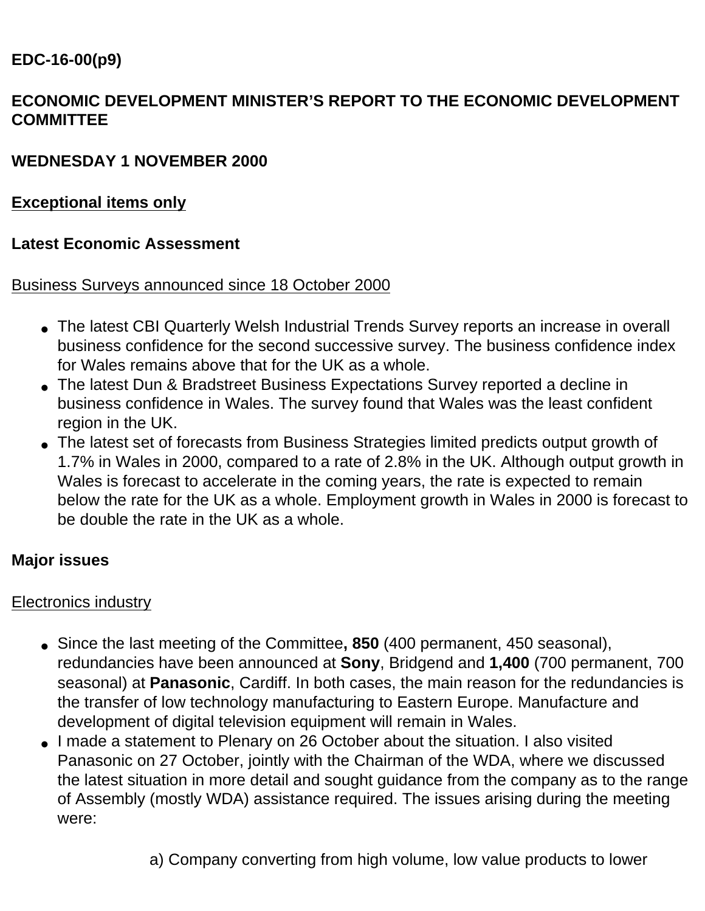**EDC-16-00(p9)**

# ECONOMIC DEVELOPMENT MINISTER'S REPORT TO THE ECONOMIC DEVELOPMENT COMMITTEE

**WEDNESDAY 1 NOVEMBER 2000**

## Exceptional items only

## Latest Economic Assessment

### Business Surveys announced since 18 October 2000

- The latest CBI Quarterly Welsh Industrial Trends Survey reports an increase in overall business confidence for the second successive survey. The business confidence index for Wales remains above that for the UK as a whole.
- The latest Dun & Bradstreet Business Expectations Survey reported a decline in business confidence in Wales. The survey found that Wales was the least confident region in the UK.
- The latest set of forecasts from Business Strategies limited predicts output growth of 1.7% in Wales in 2000, compared to a rate of 2.8% in the UK. Although output growth in Wales is forecast to accelerate in the coming years, the rate is expected to remain below the rate for the UK as a whole. Employment growth in Wales in 2000 is forecast to be double the rate in the UK as a whole.

## Major issues

### Electronics industry

- Since the last meeting of the Committee**, 850** (400 permanent, 450 seasonal), redundancies have been announced at **Sony**, Bridgend and **1,400** (700 permanent, 700 seasonal) at **Panasonic**, Cardiff. In both cases, the main reason for the redundancies is the transfer of low technology manufacturing to Eastern Europe. Manufacture and development of digital television equipment will remain in Wales.
- I made a statement to Plenary on 26 October about the situation. I also visited Panasonic on 27 October, jointly with the Chairman of the WDA, where we discussed the latest situation in more detail and sought guidance from the company as to the range of Assembly (mostly WDA) assistance required. The issues arising during the meeting were:

  a) Company converting from high volume, low value products to lower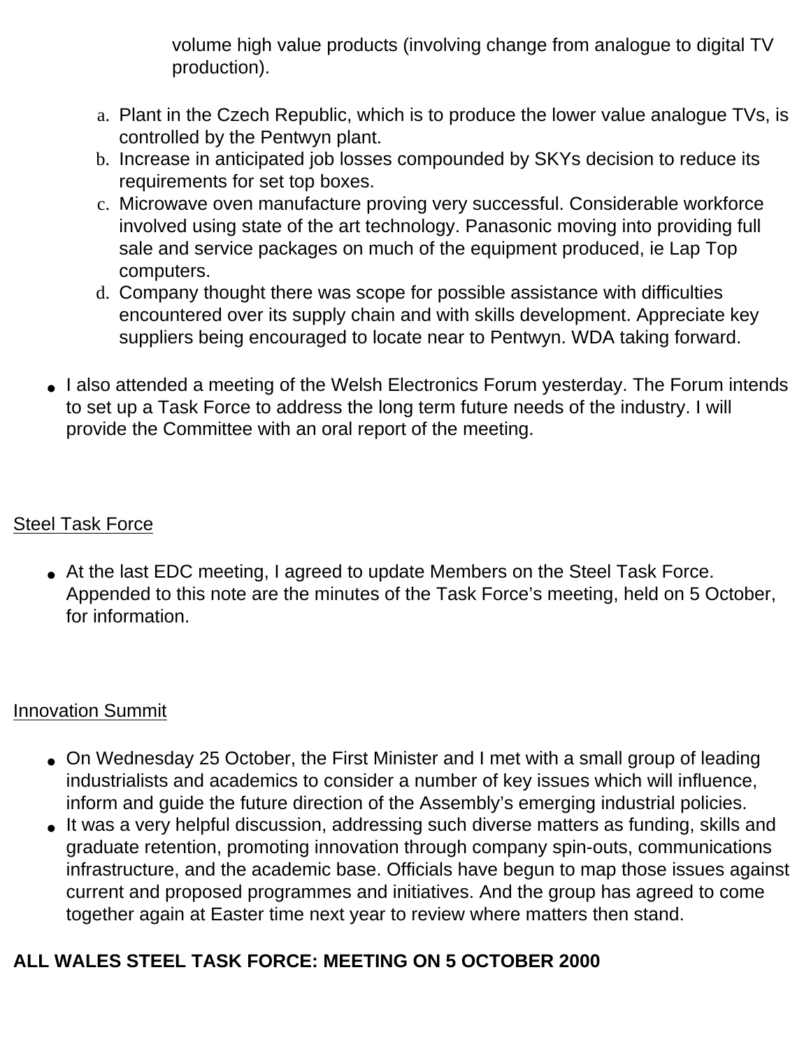volume high value products (involving change from analogue to digital TV production).

a. Plant in the Czech Republic, which is to produce the lower value analogue TVs, is controlled by the Pentwyn plant.
b. Increase in anticipated job losses compounded by SKYs decision to reduce its requirements for set top boxes.
c. Microwave oven manufacture proving very successful. Considerable workforce involved using state of the art technology. Panasonic moving into providing full sale and service packages on much of the equipment produced, ie Lap Top computers.
d. Company thought there was scope for possible assistance with difficulties encountered over its supply chain and with skills development. Appreciate key suppliers being encouraged to locate near to Pentwyn. WDA taking forward.

- I also attended a meeting of the Welsh Electronics Forum yesterday. The Forum intends to set up a Task Force to address the long term future needs of the industry. I will provide the Committee with an oral report of the meeting.

Steel Task Force

- At the last EDC meeting, I agreed to update Members on the Steel Task Force. Appended to this note are the minutes of the Task Force's meeting, held on 5 October, for information.

Innovation Summit

- On Wednesday 25 October, the First Minister and I met with a small group of leading industrialists and academics to consider a number of key issues which will influence, inform and guide the future direction of the Assembly's emerging industrial policies.
- It was a very helpful discussion, addressing such diverse matters as funding, skills and graduate retention, promoting innovation through company spin-outs, communications infrastructure, and the academic base. Officials have begun to map those issues against current and proposed programmes and initiatives. And the group has agreed to come together again at Easter time next year to review where matters then stand.

**ALL WALES STEEL TASK FORCE: MEETING ON 5 OCTOBER 2000**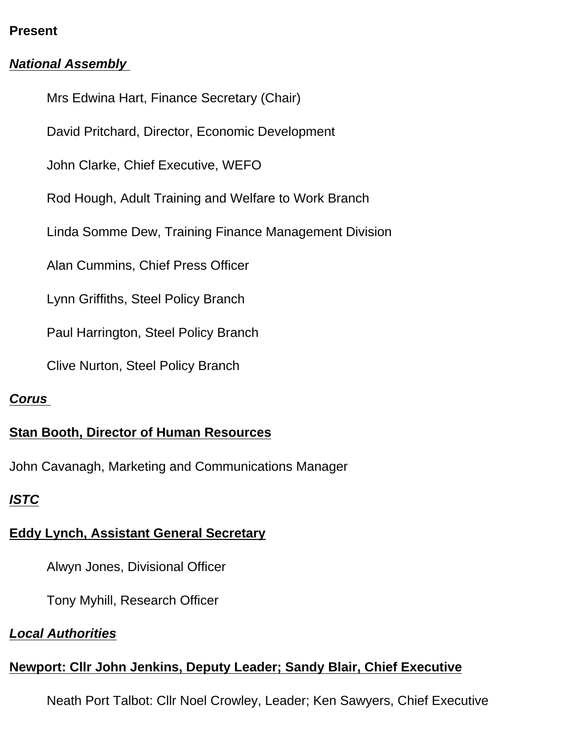**Present**

***National Assembly***

Mrs Edwina Hart, Finance Secretary (Chair)

David Pritchard, Director, Economic Development

John Clarke, Chief Executive, WEFO

Rod Hough, Adult Training and Welfare to Work Branch

Linda Somme Dew, Training Finance Management Division

Alan Cummins, Chief Press Officer

Lynn Griffiths, Steel Policy Branch

Paul Harrington, Steel Policy Branch

Clive Nurton, Steel Policy Branch

***Corus***

**Stan Booth, Director of Human Resources**

John Cavanagh, Marketing and Communications Manager

***ISTC***

**Eddy Lynch, Assistant General Secretary**

Alwyn Jones, Divisional Officer

Tony Myhill, Research Officer

***Local Authorities***

**Newport: Cllr John Jenkins, Deputy Leader; Sandy Blair, Chief Executive**

Neath Port Talbot: Cllr Noel Crowley, Leader; Ken Sawyers, Chief Executive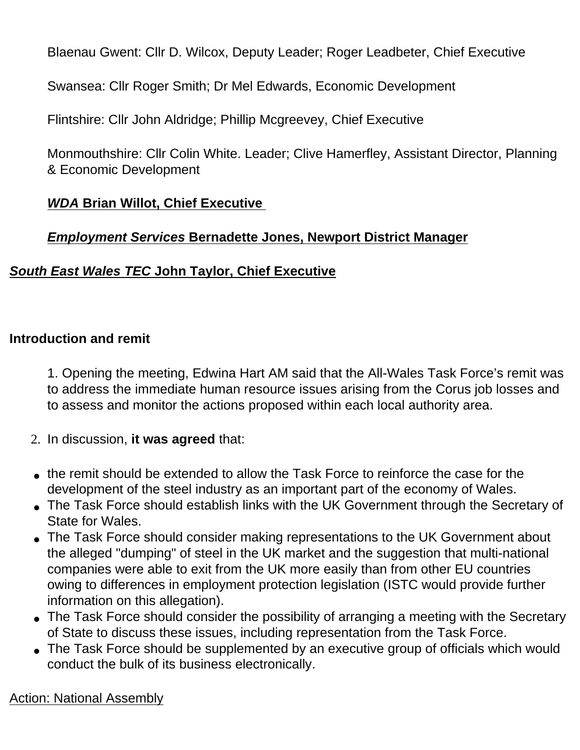Blaenau Gwent: Cllr D. Wilcox, Deputy Leader; Roger Leadbeter, Chief Executive

Swansea: Cllr Roger Smith; Dr Mel Edwards, Economic Development

Flintshire: Cllr John Aldridge; Phillip Mcgreevey, Chief Executive

Monmouthshire: Cllr Colin White. Leader; Clive Hamerfley, Assistant Director, Planning & Economic Development

***WDA* Brian Willot, Chief Executive**

***Employment Services* Bernadette Jones, Newport District Manager**

***South East Wales TEC* John Taylor, Chief Executive**

**Introduction and remit**

1. Opening the meeting, Edwina Hart AM said that the All-Wales Task Force's remit was to address the immediate human resource issues arising from the Corus job losses and to assess and monitor the actions proposed within each local authority area.

2. In discussion, **it was agreed** that:

- the remit should be extended to allow the Task Force to reinforce the case for the development of the steel industry as an important part of the economy of Wales.
- The Task Force should establish links with the UK Government through the Secretary of State for Wales.
- The Task Force should consider making representations to the UK Government about the alleged "dumping" of steel in the UK market and the suggestion that multi-national companies were able to exit from the UK more easily than from other EU countries owing to differences in employment protection legislation (ISTC would provide further information on this allegation).
- The Task Force should consider the possibility of arranging a meeting with the Secretary of State to discuss these issues, including representation from the Task Force.
- The Task Force should be supplemented by an executive group of officials which would conduct the bulk of its business electronically.

Action: National Assembly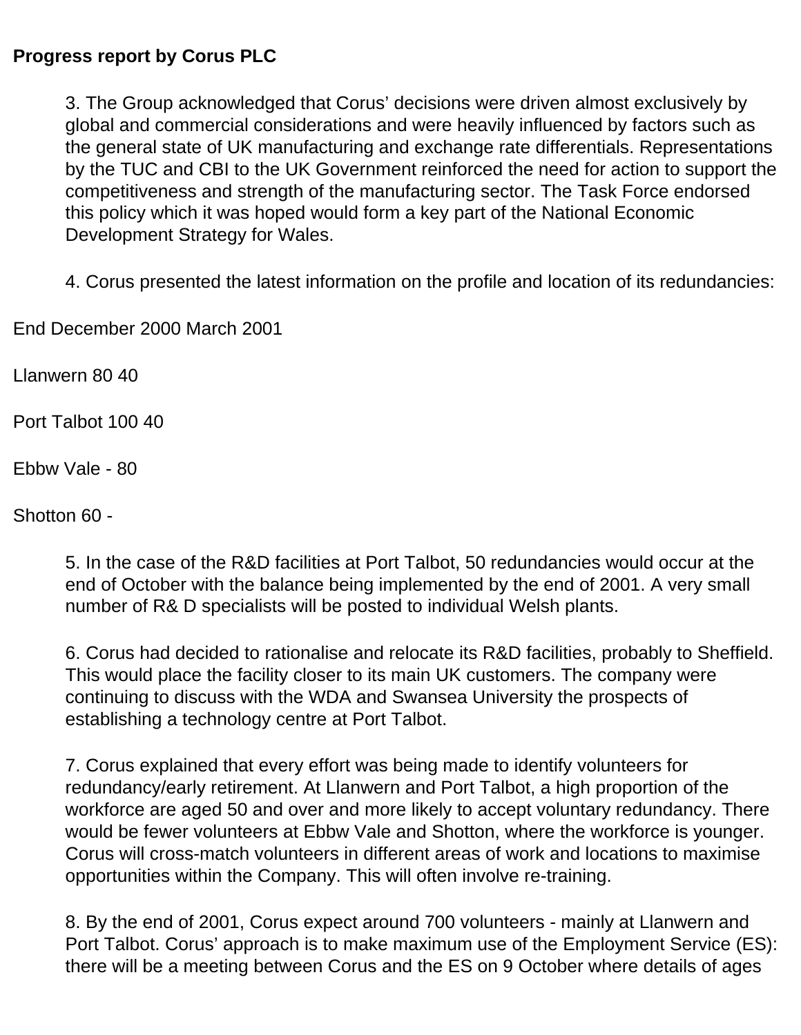**Progress report by Corus PLC**

3. The Group acknowledged that Corus' decisions were driven almost exclusively by global and commercial considerations and were heavily influenced by factors such as the general state of UK manufacturing and exchange rate differentials. Representations by the TUC and CBI to the UK Government reinforced the need for action to support the competitiveness and strength of the manufacturing sector. The Task Force endorsed this policy which it was hoped would form a key part of the National Economic Development Strategy for Wales.

4. Corus presented the latest information on the profile and location of its redundancies:

| | End December 2000 | March 2001 |
|---|---|---|
| Llanwern | 80 | 40 |
| Port Talbot | 100 | 40 |
| Ebbw Vale | - | 80 |
| Shotton | 60 | - |

5. In the case of the R&D facilities at Port Talbot, 50 redundancies would occur at the end of October with the balance being implemented by the end of 2001. A very small number of R& D specialists will be posted to individual Welsh plants.

6. Corus had decided to rationalise and relocate its R&D facilities, probably to Sheffield. This would place the facility closer to its main UK customers. The company were continuing to discuss with the WDA and Swansea University the prospects of establishing a technology centre at Port Talbot.

7. Corus explained that every effort was being made to identify volunteers for redundancy/early retirement. At Llanwern and Port Talbot, a high proportion of the workforce are aged 50 and over and more likely to accept voluntary redundancy. There would be fewer volunteers at Ebbw Vale and Shotton, where the workforce is younger. Corus will cross-match volunteers in different areas of work and locations to maximise opportunities within the Company. This will often involve re-training.

8. By the end of 2001, Corus expect around 700 volunteers - mainly at Llanwern and Port Talbot. Corus' approach is to make maximum use of the Employment Service (ES): there will be a meeting between Corus and the ES on 9 October where details of ages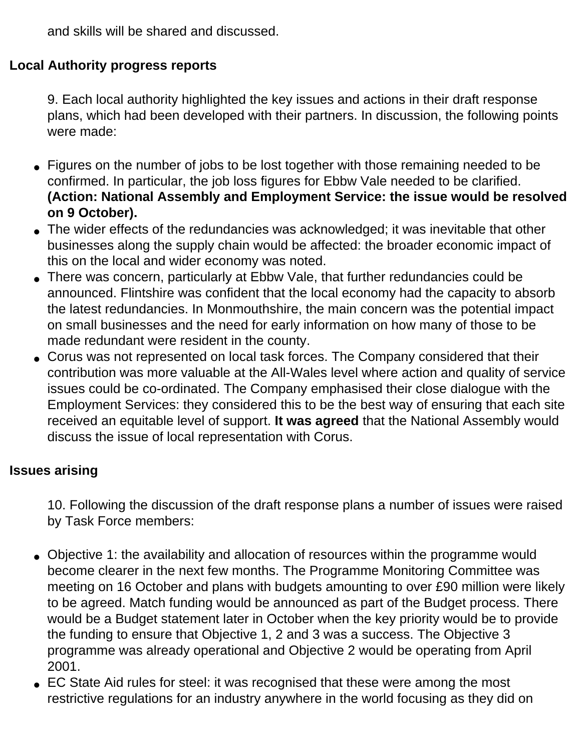and skills will be shared and discussed.

**Local Authority progress reports**

9. Each local authority highlighted the key issues and actions in their draft response plans, which had been developed with their partners. In discussion, the following points were made:

- Figures on the number of jobs to be lost together with those remaining needed to be confirmed. In particular, the job loss figures for Ebbw Vale needed to be clarified. **(Action: National Assembly and Employment Service: the issue would be resolved on 9 October).**
- The wider effects of the redundancies was acknowledged; it was inevitable that other businesses along the supply chain would be affected: the broader economic impact of this on the local and wider economy was noted.
- There was concern, particularly at Ebbw Vale, that further redundancies could be announced. Flintshire was confident that the local economy had the capacity to absorb the latest redundancies. In Monmouthshire, the main concern was the potential impact on small businesses and the need for early information on how many of those to be made redundant were resident in the county.
- Corus was not represented on local task forces. The Company considered that their contribution was more valuable at the All-Wales level where action and quality of service issues could be co-ordinated. The Company emphasised their close dialogue with the Employment Services: they considered this to be the best way of ensuring that each site received an equitable level of support. **It was agreed** that the National Assembly would discuss the issue of local representation with Corus.

**Issues arising**

10. Following the discussion of the draft response plans a number of issues were raised by Task Force members:

- Objective 1: the availability and allocation of resources within the programme would become clearer in the next few months. The Programme Monitoring Committee was meeting on 16 October and plans with budgets amounting to over £90 million were likely to be agreed. Match funding would be announced as part of the Budget process. There would be a Budget statement later in October when the key priority would be to provide the funding to ensure that Objective 1, 2 and 3 was a success. The Objective 3 programme was already operational and Objective 2 would be operating from April 2001.
- EC State Aid rules for steel: it was recognised that these were among the most restrictive regulations for an industry anywhere in the world focusing as they did on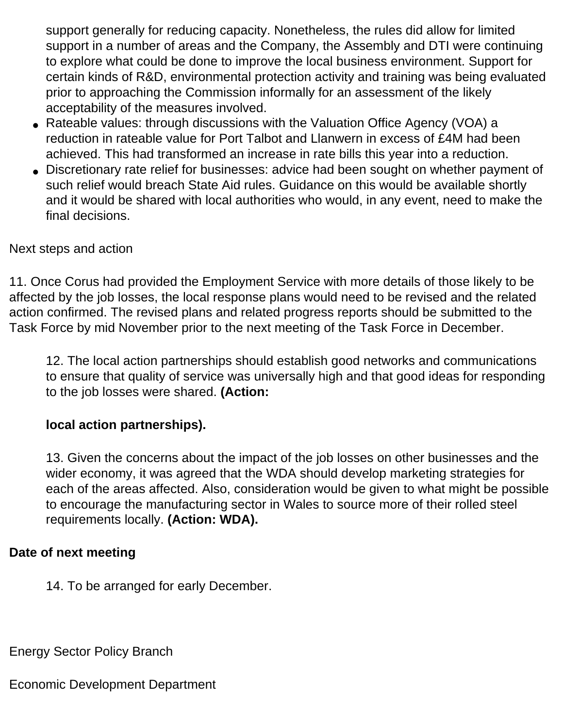support generally for reducing capacity. Nonetheless, the rules did allow for limited support in a number of areas and the Company, the Assembly and DTI were continuing to explore what could be done to improve the local business environment. Support for certain kinds of R&D, environmental protection activity and training was being evaluated prior to approaching the Commission informally for an assessment of the likely acceptability of the measures involved.

- Rateable values: through discussions with the Valuation Office Agency (VOA) a reduction in rateable value for Port Talbot and Llanwern in excess of £4M had been achieved. This had transformed an increase in rate bills this year into a reduction.
- Discretionary rate relief for businesses: advice had been sought on whether payment of such relief would breach State Aid rules. Guidance on this would be available shortly and it would be shared with local authorities who would, in any event, need to make the final decisions.

Next steps and action

11. Once Corus had provided the Employment Service with more details of those likely to be affected by the job losses, the local response plans would need to be revised and the related action confirmed. The revised plans and related progress reports should be submitted to the Task Force by mid November prior to the next meeting of the Task Force in December.

12. The local action partnerships should establish good networks and communications to ensure that quality of service was universally high and that good ideas for responding to the job losses were shared. **(Action:**

**local action partnerships).**

13. Given the concerns about the impact of the job losses on other businesses and the wider economy, it was agreed that the WDA should develop marketing strategies for each of the areas affected. Also, consideration would be given to what might be possible to encourage the manufacturing sector in Wales to source more of their rolled steel requirements locally. **(Action: WDA).**

**Date of next meeting**

14. To be arranged for early December.

Energy Sector Policy Branch

Economic Development Department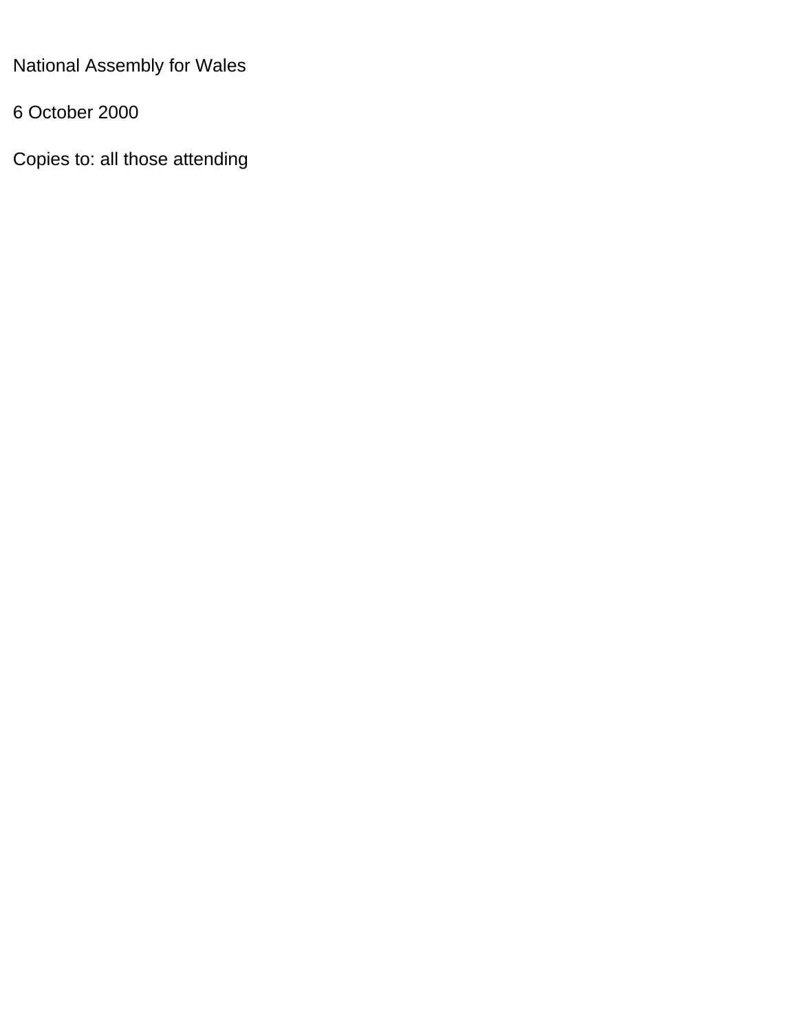National Assembly for Wales

6 October 2000

Copies to: all those attending